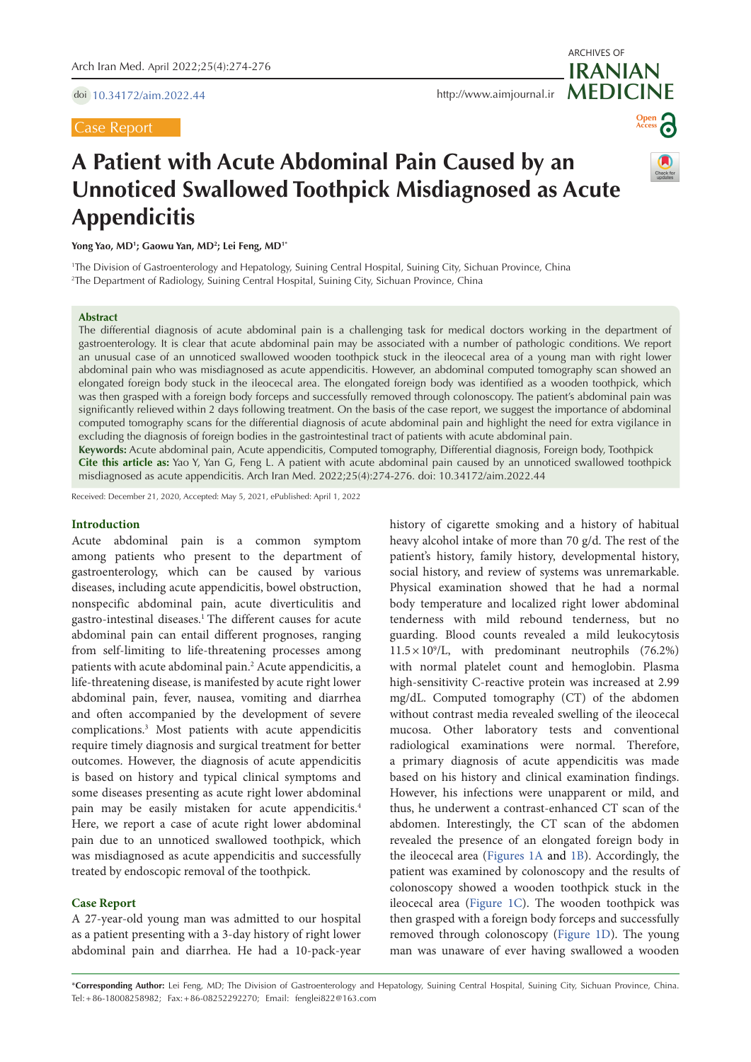Case Report

# A Patient with Acute Abdominal Pain Caused by an Unnoticed Swallowed Toothpick Misdiagnosed as Acute Appendicitis

**Yong Yao, MD[1]; Gaowu Yan, MD[2]; Lei Feng, MD[1*]**

[1]The Division of Gastroenterology and Hepatology, Suining Central Hospital, Suining City, Sichuan Province, China
[2]The Department of Radiology, Suining Central Hospital, Suining City, Sichuan Province, China

## Abstract

The differential diagnosis of acute abdominal pain is a challenging task for medical doctors working in the department of gastroenterology. It is clear that acute abdominal pain may be associated with a number of pathologic conditions. We report an unusual case of an unnoticed swallowed wooden toothpick stuck in the ileocecal area of a young man with right lower abdominal pain who was misdiagnosed as acute appendicitis. However, an abdominal computed tomography scan showed an elongated foreign body stuck in the ileocecal area. The elongated foreign body was identified as a wooden toothpick, which was then grasped with a foreign body forceps and successfully removed through colonoscopy. The patient's abdominal pain was significantly relieved within 2 days following treatment. On the basis of the case report, we suggest the importance of abdominal computed tomography scans for the differential diagnosis of acute abdominal pain and highlight the need for extra vigilance in excluding the diagnosis of foreign bodies in the gastrointestinal tract of patients with acute abdominal pain.

**Keywords:** Acute abdominal pain, Acute appendicitis, Computed tomography, Differential diagnosis, Foreign body, Toothpick

**Cite this article as:** Yao Y, Yan G, Feng L. A patient with acute abdominal pain caused by an unnoticed swallowed toothpick misdiagnosed as acute appendicitis. Arch Iran Med. 2022;25(4):274-276. doi: 10.34172/aim.2022.44

Received: December 21, 2020, Accepted: May 5, 2021, ePublished: April 1, 2022

## Introduction

Acute abdominal pain is a common symptom among patients who present to the department of gastroenterology, which can be caused by various diseases, including acute appendicitis, bowel obstruction, nonspecific abdominal pain, acute diverticulitis and gastro-intestinal diseases.[1] The different causes for acute abdominal pain can entail different prognoses, ranging from self-limiting to life-threatening processes among patients with acute abdominal pain.[2] Acute appendicitis, a life-threatening disease, is manifested by acute right lower abdominal pain, fever, nausea, vomiting and diarrhea and often accompanied by the development of severe complications.[3] Most patients with acute appendicitis require timely diagnosis and surgical treatment for better outcomes. However, the diagnosis of acute appendicitis is based on history and typical clinical symptoms and some diseases presenting as acute right lower abdominal pain may be easily mistaken for acute appendicitis.[4] Here, we report a case of acute right lower abdominal pain due to an unnoticed swallowed toothpick, which was misdiagnosed as acute appendicitis and successfully treated by endoscopic removal of the toothpick.

## Case Report

A 27-year-old young man was admitted to our hospital as a patient presenting with a 3-day history of right lower abdominal pain and diarrhea. He had a 10-pack-year history of cigarette smoking and a history of habitual heavy alcohol intake of more than 70 g/d. The rest of the patient's history, family history, developmental history, social history, and review of systems was unremarkable. Physical examination showed that he had a normal body temperature and localized right lower abdominal tenderness with mild rebound tenderness, but no guarding. Blood counts revealed a mild leukocytosis $11.5 \times 10^9$/L, with predominant neutrophils (76.2%) with normal platelet count and hemoglobin. Plasma high-sensitivity C-reactive protein was increased at 2.99 mg/dL. Computed tomography (CT) of the abdomen without contrast media revealed swelling of the ileocecal mucosa. Other laboratory tests and conventional radiological examinations were normal. Therefore, a primary diagnosis of acute appendicitis was made based on his history and clinical examination findings. However, his infections were unapparent or mild, and thus, he underwent a contrast-enhanced CT scan of the abdomen. Interestingly, the CT scan of the abdomen revealed the presence of an elongated foreign body in the ileocecal area (Figures 1A and 1B). Accordingly, the patient was examined by colonoscopy and the results of colonoscopy showed a wooden toothpick stuck in the ileocecal area (Figure 1C). The wooden toothpick was then grasped with a foreign body forceps and successfully removed through colonoscopy (Figure 1D). The young man was unaware of ever having swallowed a wooden

*Corresponding Author: Lei Feng, MD; The Division of Gastroenterology and Hepatology, Suining Central Hospital, Suining City, Sichuan Province, China. Tel: +86-18008258982; Fax: +86-08252292270; Email: fenglei822@163.com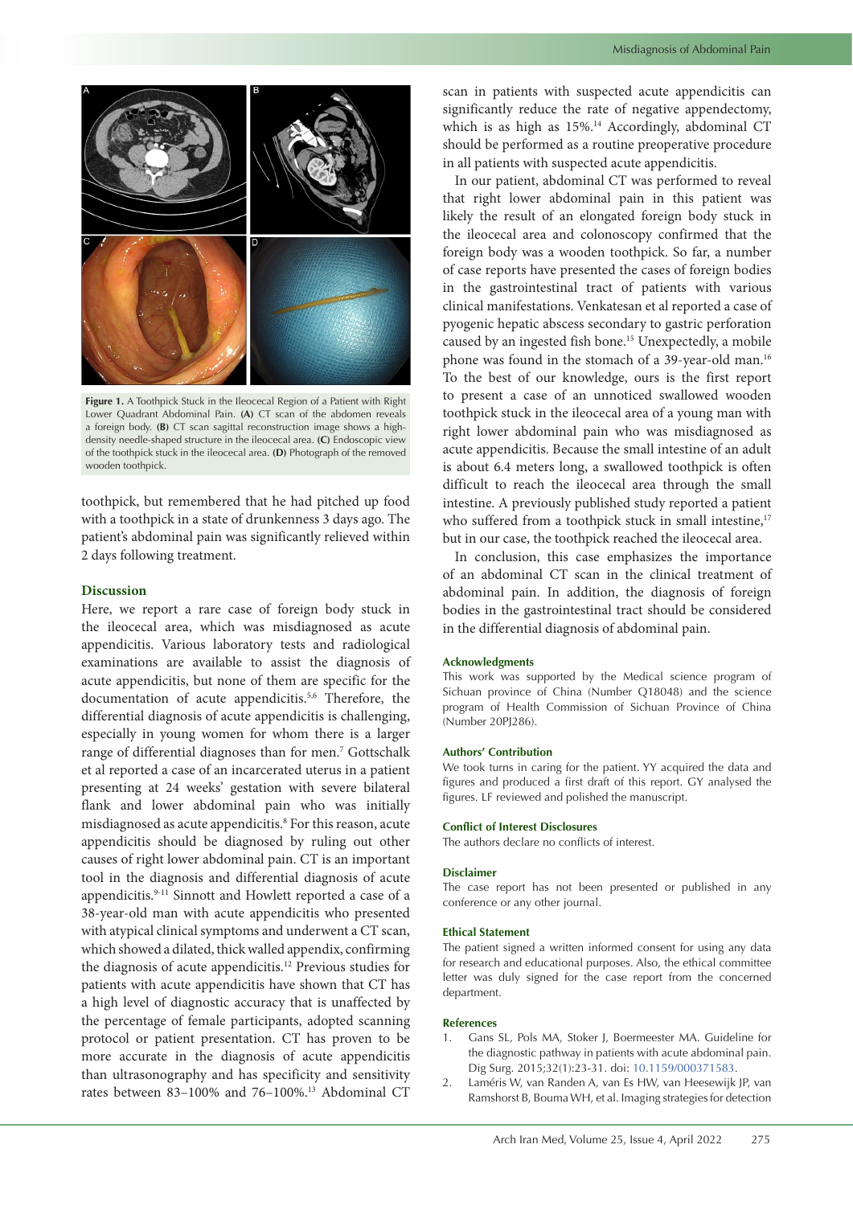**Figure 1.** A Toothpick Stuck in the Ileocecal Region of a Patient with Right Lower Quadrant Abdominal Pain. **(A)** CT scan of the abdomen reveals a foreign body. **(B)** CT scan sagittal reconstruction image shows a high-density needle-shaped structure in the ileocecal area. **(C)** Endoscopic view of the toothpick stuck in the ileocecal area. **(D)** Photograph of the removed wooden toothpick.

toothpick, but remembered that he had pitched up food with a toothpick in a state of drunkenness 3 days ago. The patient's abdominal pain was significantly relieved within 2 days following treatment.

## Discussion

Here, we report a rare case of foreign body stuck in the ileocecal area, which was misdiagnosed as acute appendicitis. Various laboratory tests and radiological examinations are available to assist the diagnosis of acute appendicitis, but none of them are specific for the documentation of acute appendicitis.[5,6] Therefore, the differential diagnosis of acute appendicitis is challenging, especially in young women for whom there is a larger range of differential diagnoses than for men.[7] Gottschalk et al reported a case of an incarcerated uterus in a patient presenting at 24 weeks' gestation with severe bilateral flank and lower abdominal pain who was initially misdiagnosed as acute appendicitis.[8] For this reason, acute appendicitis should be diagnosed by ruling out other causes of right lower abdominal pain. CT is an important tool in the diagnosis and differential diagnosis of acute appendicitis.[9-11] Sinnott and Howlett reported a case of a 38-year-old man with acute appendicitis who presented with atypical clinical symptoms and underwent a CT scan, which showed a dilated, thick walled appendix, confirming the diagnosis of acute appendicitis.[12] Previous studies for patients with acute appendicitis have shown that CT has a high level of diagnostic accuracy that is unaffected by the percentage of female participants, adopted scanning protocol or patient presentation. CT has proven to be more accurate in the diagnosis of acute appendicitis than ultrasonography and has specificity and sensitivity rates between 83–100% and 76–100%.[13] Abdominal CT scan in patients with suspected acute appendicitis can significantly reduce the rate of negative appendectomy, which is as high as 15%.[14] Accordingly, abdominal CT should be performed as a routine preoperative procedure in all patients with suspected acute appendicitis.

In our patient, abdominal CT was performed to reveal that right lower abdominal pain in this patient was likely the result of an elongated foreign body stuck in the ileocecal area and colonoscopy confirmed that the foreign body was a wooden toothpick. So far, a number of case reports have presented the cases of foreign bodies in the gastrointestinal tract of patients with various clinical manifestations. Venkatesan et al reported a case of pyogenic hepatic abscess secondary to gastric perforation caused by an ingested fish bone.[15] Unexpectedly, a mobile phone was found in the stomach of a 39-year-old man.[16] To the best of our knowledge, ours is the first report to present a case of an unnoticed swallowed wooden toothpick stuck in the ileocecal area of a young man with right lower abdominal pain who was misdiagnosed as acute appendicitis. Because the small intestine of an adult is about 6.4 meters long, a swallowed toothpick is often difficult to reach the ileocecal area through the small intestine. A previously published study reported a patient who suffered from a toothpick stuck in small intestine,[17] but in our case, the toothpick reached the ileocecal area.

In conclusion, this case emphasizes the importance of an abdominal CT scan in the clinical treatment of abdominal pain. In addition, the diagnosis of foreign bodies in the gastrointestinal tract should be considered in the differential diagnosis of abdominal pain.

### Acknowledgments

This work was supported by the Medical science program of Sichuan province of China (Number Q18048) and the science program of Health Commission of Sichuan Province of China (Number 20PJ286).

### Authors' Contribution

We took turns in caring for the patient. YY acquired the data and figures and produced a first draft of this report. GY analysed the figures. LF reviewed and polished the manuscript.

### Conflict of Interest Disclosures

The authors declare no conflicts of interest.

### Disclaimer

The case report has not been presented or published in any conference or any other journal.

### Ethical Statement

The patient signed a written informed consent for using any data for research and educational purposes. Also, the ethical committee letter was duly signed for the case report from the concerned department.

### References

1. Gans SL, Pols MA, Stoker J, Boermeester MA. Guideline for the diagnostic pathway in patients with acute abdominal pain. Dig Surg. 2015;32(1):23-31. doi: 10.1159/000371583.
2. Laméris W, van Randen A, van Es HW, van Heesewijk JP, van Ramshorst B, Bouma WH, et al. Imaging strategies for detection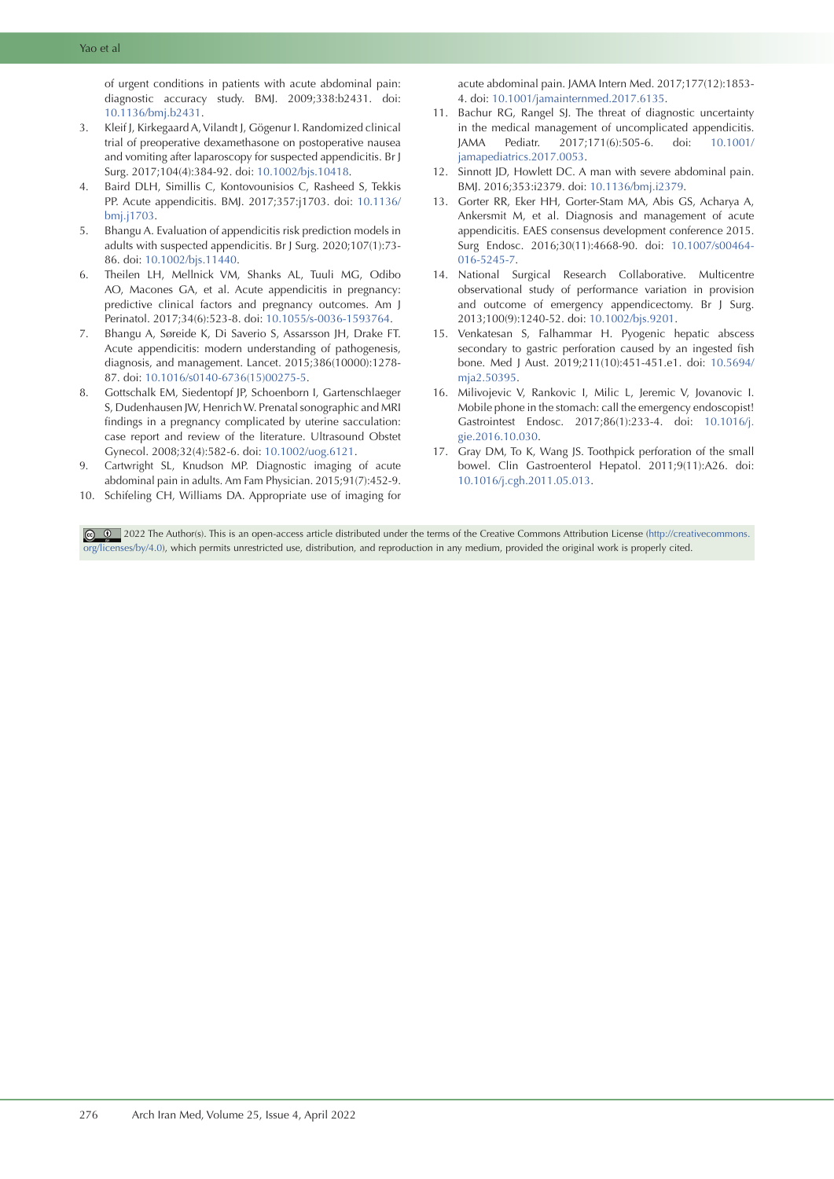of urgent conditions in patients with acute abdominal pain: diagnostic accuracy study. BMJ. 2009;338:b2431. doi: 10.1136/bmj.b2431.

3. Kleif J, Kirkegaard A, Vilandt J, Gögenur I. Randomized clinical trial of preoperative dexamethasone on postoperative nausea and vomiting after laparoscopy for suspected appendicitis. Br J Surg. 2017;104(4):384-92. doi: 10.1002/bjs.10418.
4. Baird DLH, Simillis C, Kontovounisios C, Rasheed S, Tekkis PP. Acute appendicitis. BMJ. 2017;357:j1703. doi: 10.1136/bmj.j1703.
5. Bhangu A. Evaluation of appendicitis risk prediction models in adults with suspected appendicitis. Br J Surg. 2020;107(1):73-86. doi: 10.1002/bjs.11440.
6. Theilen LH, Mellnick VM, Shanks AL, Tuuli MG, Odibo AO, Macones GA, et al. Acute appendicitis in pregnancy: predictive clinical factors and pregnancy outcomes. Am J Perinatol. 2017;34(6):523-8. doi: 10.1055/s-0036-1593764.
7. Bhangu A, Søreide K, Di Saverio S, Assarsson JH, Drake FT. Acute appendicitis: modern understanding of pathogenesis, diagnosis, and management. Lancet. 2015;386(10000):1278-87. doi: 10.1016/s0140-6736(15)00275-5.
8. Gottschalk EM, Siedentopf JP, Schoenborn I, Gartenschlaeger S, Dudenhausen JW, Henrich W. Prenatal sonographic and MRI findings in a pregnancy complicated by uterine sacculation: case report and review of the literature. Ultrasound Obstet Gynecol. 2008;32(4):582-6. doi: 10.1002/uog.6121.
9. Cartwright SL, Knudson MP. Diagnostic imaging of acute abdominal pain in adults. Am Fam Physician. 2015;91(7):452-9.
10. Schifeling CH, Williams DA. Appropriate use of imaging for acute abdominal pain. JAMA Intern Med. 2017;177(12):1853-4. doi: 10.1001/jamainternmed.2017.6135.
11. Bachur RG, Rangel SJ. The threat of diagnostic uncertainty in the medical management of uncomplicated appendicitis. JAMA Pediatr. 2017;171(6):505-6. doi: 10.1001/jamapediatrics.2017.0053.
12. Sinnott JD, Howlett DC. A man with severe abdominal pain. BMJ. 2016;353:i2379. doi: 10.1136/bmj.i2379.
13. Gorter RR, Eker HH, Gorter-Stam MA, Abis GS, Acharya A, Ankersmit M, et al. Diagnosis and management of acute appendicitis. EAES consensus development conference 2015. Surg Endosc. 2016;30(11):4668-90. doi: 10.1007/s00464-016-5245-7.
14. National Surgical Research Collaborative. Multicentre observational study of performance variation in provision and outcome of emergency appendicectomy. Br J Surg. 2013;100(9):1240-52. doi: 10.1002/bjs.9201.
15. Venkatesan S, Falhammar H. Pyogenic hepatic abscess secondary to gastric perforation caused by an ingested fish bone. Med J Aust. 2019;211(10):451-451.e1. doi: 10.5694/mja2.50395.
16. Milivojevic V, Rankovic I, Milic L, Jeremic V, Jovanovic I. Mobile phone in the stomach: call the emergency endoscopist! Gastrointest Endosc. 2017;86(1):233-4. doi: 10.1016/j.gie.2016.10.030.
17. Gray DM, To K, Wang JS. Toothpick perforation of the small bowel. Clin Gastroenterol Hepatol. 2011;9(11):A26. doi: 10.1016/j.cgh.2011.05.013.

© 2022 The Author(s). This is an open-access article distributed under the terms of the Creative Commons Attribution License (http://creativecommons.org/licenses/by/4.0), which permits unrestricted use, distribution, and reproduction in any medium, provided the original work is properly cited.